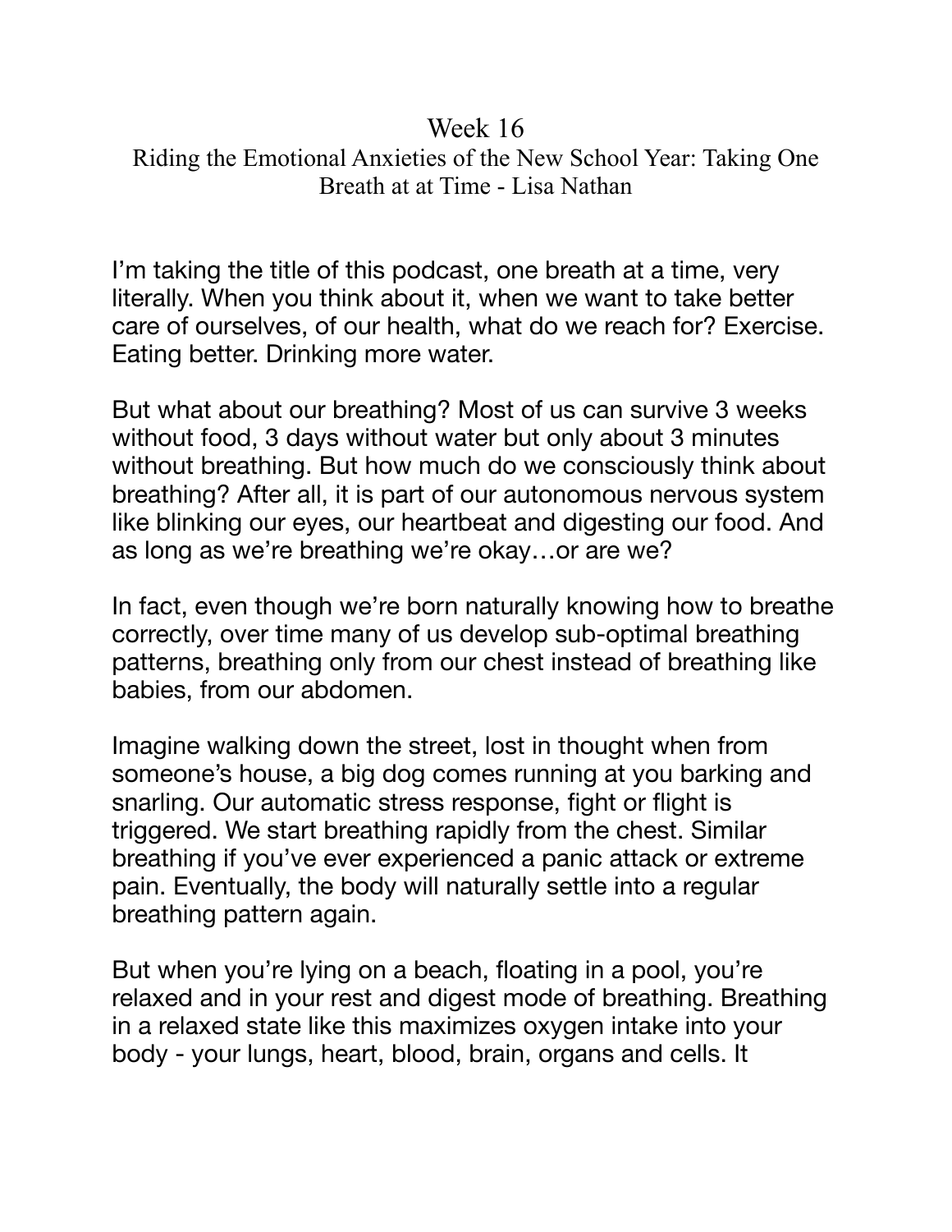# Week 16

## Riding the Emotional Anxieties of the New School Year: Taking One Breath at at Time - Lisa Nathan

I'm taking the title of this podcast, one breath at a time, very literally. When you think about it, when we want to take better care of ourselves, of our health, what do we reach for? Exercise. Eating better. Drinking more water.

But what about our breathing? Most of us can survive 3 weeks without food, 3 days without water but only about 3 minutes without breathing. But how much do we consciously think about breathing? After all, it is part of our autonomous nervous system like blinking our eyes, our heartbeat and digesting our food. And as long as we're breathing we're okay…or are we?

In fact, even though we're born naturally knowing how to breathe correctly, over time many of us develop sub-optimal breathing patterns, breathing only from our chest instead of breathing like babies, from our abdomen.

Imagine walking down the street, lost in thought when from someone's house, a big dog comes running at you barking and snarling. Our automatic stress response, fight or flight is triggered. We start breathing rapidly from the chest. Similar breathing if you've ever experienced a panic attack or extreme pain. Eventually, the body will naturally settle into a regular breathing pattern again.

But when you're lying on a beach, floating in a pool, you're relaxed and in your rest and digest mode of breathing. Breathing in a relaxed state like this maximizes oxygen intake into your body - your lungs, heart, blood, brain, organs and cells. It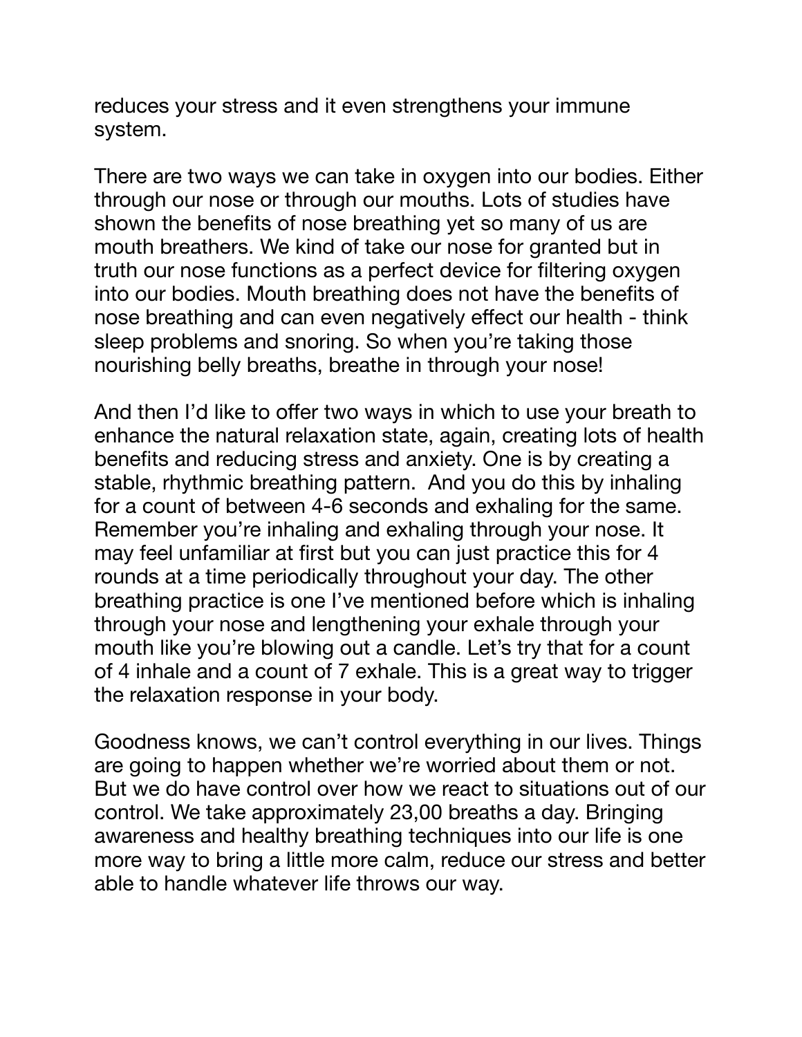reduces your stress and it even strengthens your immune system.

There are two ways we can take in oxygen into our bodies. Either through our nose or through our mouths. Lots of studies have shown the benefits of nose breathing yet so many of us are mouth breathers. We kind of take our nose for granted but in truth our nose functions as a perfect device for filtering oxygen into our bodies. Mouth breathing does not have the benefits of nose breathing and can even negatively effect our health - think sleep problems and snoring. So when you're taking those nourishing belly breaths, breathe in through your nose!

And then I'd like to offer two ways in which to use your breath to enhance the natural relaxation state, again, creating lots of health benefits and reducing stress and anxiety. One is by creating a stable, rhythmic breathing pattern. And you do this by inhaling for a count of between 4-6 seconds and exhaling for the same. Remember you're inhaling and exhaling through your nose. It may feel unfamiliar at first but you can just practice this for 4 rounds at a time periodically throughout your day. The other breathing practice is one I've mentioned before which is inhaling through your nose and lengthening your exhale through your mouth like you're blowing out a candle. Let's try that for a count of 4 inhale and a count of 7 exhale. This is a great way to trigger the relaxation response in your body.

Goodness knows, we can't control everything in our lives. Things are going to happen whether we're worried about them or not. But we do have control over how we react to situations out of our control. We take approximately 23,00 breaths a day. Bringing awareness and healthy breathing techniques into our life is one more way to bring a little more calm, reduce our stress and better able to handle whatever life throws our way.